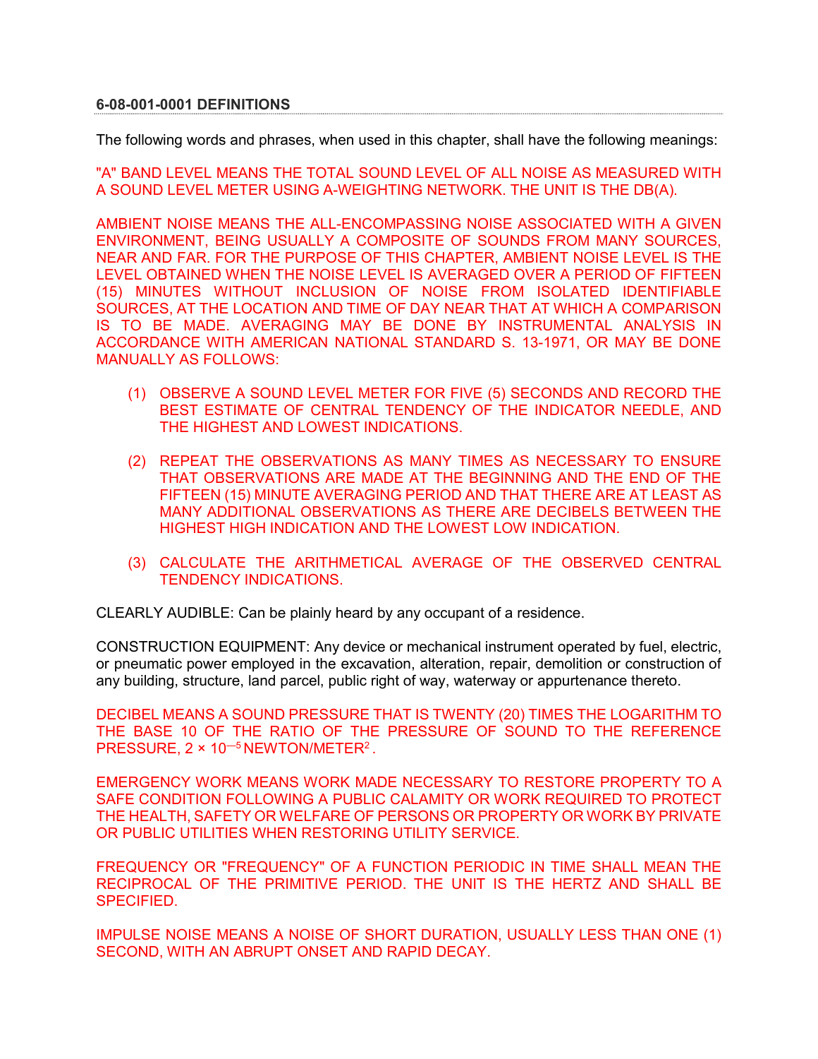**6-08-001-0001 DEFINITIONS**

The following words and phrases, when used in this chapter, shall have the following meanings:

"A" BAND LEVEL MEANS THE TOTAL SOUND LEVEL OF ALL NOISE AS MEASURED WITH A SOUND LEVEL METER USING A-WEIGHTING NETWORK. THE UNIT IS THE DB(A).

AMBIENT NOISE MEANS THE ALL-ENCOMPASSING NOISE ASSOCIATED WITH A GIVEN ENVIRONMENT, BEING USUALLY A COMPOSITE OF SOUNDS FROM MANY SOURCES, NEAR AND FAR. FOR THE PURPOSE OF THIS CHAPTER, AMBIENT NOISE LEVEL IS THE LEVEL OBTAINED WHEN THE NOISE LEVEL IS AVERAGED OVER A PERIOD OF FIFTEEN (15) MINUTES WITHOUT INCLUSION OF NOISE FROM ISOLATED IDENTIFIABLE SOURCES, AT THE LOCATION AND TIME OF DAY NEAR THAT AT WHICH A COMPARISON IS TO BE MADE. AVERAGING MAY BE DONE BY INSTRUMENTAL ANALYSIS IN ACCORDANCE WITH AMERICAN NATIONAL STANDARD S. 13-1971, OR MAY BE DONE MANUALLY AS FOLLOWS:

(1) OBSERVE A SOUND LEVEL METER FOR FIVE (5) SECONDS AND RECORD THE BEST ESTIMATE OF CENTRAL TENDENCY OF THE INDICATOR NEEDLE, AND THE HIGHEST AND LOWEST INDICATIONS.

(2) REPEAT THE OBSERVATIONS AS MANY TIMES AS NECESSARY TO ENSURE THAT OBSERVATIONS ARE MADE AT THE BEGINNING AND THE END OF THE FIFTEEN (15) MINUTE AVERAGING PERIOD AND THAT THERE ARE AT LEAST AS MANY ADDITIONAL OBSERVATIONS AS THERE ARE DECIBELS BETWEEN THE HIGHEST HIGH INDICATION AND THE LOWEST LOW INDICATION.

(3) CALCULATE THE ARITHMETICAL AVERAGE OF THE OBSERVED CENTRAL TENDENCY INDICATIONS.

CLEARLY AUDIBLE: Can be plainly heard by any occupant of a residence.

CONSTRUCTION EQUIPMENT: Any device or mechanical instrument operated by fuel, electric, or pneumatic power employed in the excavation, alteration, repair, demolition or construction of any building, structure, land parcel, public right of way, waterway or appurtenance thereto.

DECIBEL MEANS A SOUND PRESSURE THAT IS TWENTY (20) TIMES THE LOGARITHM TO THE BASE 10 OF THE RATIO OF THE PRESSURE OF SOUND TO THE REFERENCE PRESSURE, $2 \times 10^{-5}$ NEWTON/METER$^2$.

EMERGENCY WORK MEANS WORK MADE NECESSARY TO RESTORE PROPERTY TO A SAFE CONDITION FOLLOWING A PUBLIC CALAMITY OR WORK REQUIRED TO PROTECT THE HEALTH, SAFETY OR WELFARE OF PERSONS OR PROPERTY OR WORK BY PRIVATE OR PUBLIC UTILITIES WHEN RESTORING UTILITY SERVICE.

FREQUENCY OR "FREQUENCY" OF A FUNCTION PERIODIC IN TIME SHALL MEAN THE RECIPROCAL OF THE PRIMITIVE PERIOD. THE UNIT IS THE HERTZ AND SHALL BE SPECIFIED.

IMPULSE NOISE MEANS A NOISE OF SHORT DURATION, USUALLY LESS THAN ONE (1) SECOND, WITH AN ABRUPT ONSET AND RAPID DECAY.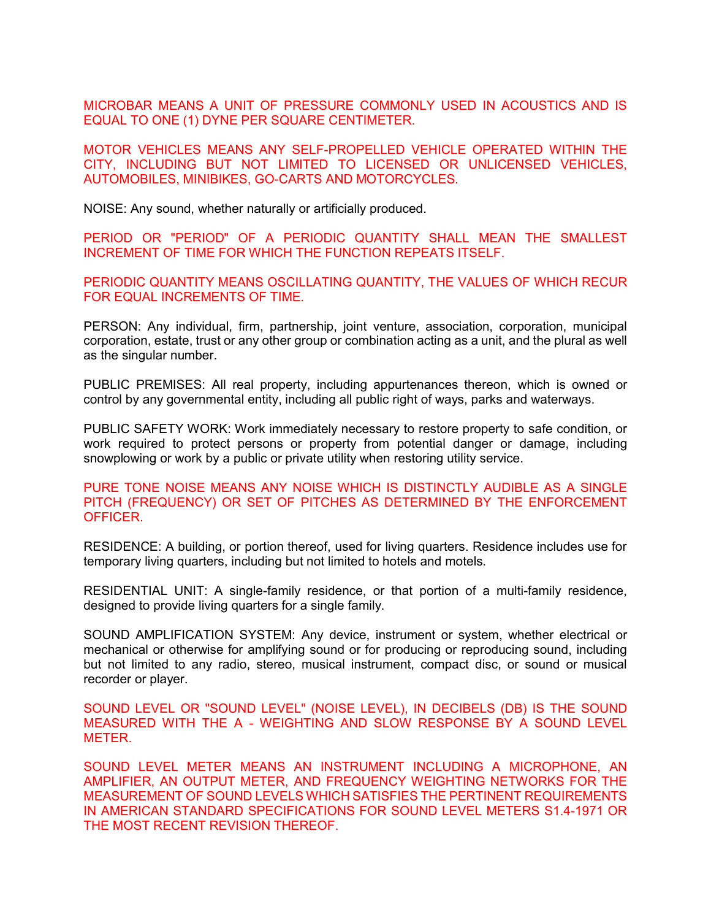MICROBAR MEANS A UNIT OF PRESSURE COMMONLY USED IN ACOUSTICS AND IS EQUAL TO ONE (1) DYNE PER SQUARE CENTIMETER.

MOTOR VEHICLES MEANS ANY SELF-PROPELLED VEHICLE OPERATED WITHIN THE CITY, INCLUDING BUT NOT LIMITED TO LICENSED OR UNLICENSED VEHICLES, AUTOMOBILES, MINIBIKES, GO-CARTS AND MOTORCYCLES.

NOISE: Any sound, whether naturally or artificially produced.

PERIOD OR "PERIOD" OF A PERIODIC QUANTITY SHALL MEAN THE SMALLEST INCREMENT OF TIME FOR WHICH THE FUNCTION REPEATS ITSELF.

PERIODIC QUANTITY MEANS OSCILLATING QUANTITY, THE VALUES OF WHICH RECUR FOR EQUAL INCREMENTS OF TIME.

PERSON: Any individual, firm, partnership, joint venture, association, corporation, municipal corporation, estate, trust or any other group or combination acting as a unit, and the plural as well as the singular number.

PUBLIC PREMISES: All real property, including appurtenances thereon, which is owned or control by any governmental entity, including all public right of ways, parks and waterways.

PUBLIC SAFETY WORK: Work immediately necessary to restore property to safe condition, or work required to protect persons or property from potential danger or damage, including snowplowing or work by a public or private utility when restoring utility service.

PURE TONE NOISE MEANS ANY NOISE WHICH IS DISTINCTLY AUDIBLE AS A SINGLE PITCH (FREQUENCY) OR SET OF PITCHES AS DETERMINED BY THE ENFORCEMENT OFFICER.

RESIDENCE: A building, or portion thereof, used for living quarters. Residence includes use for temporary living quarters, including but not limited to hotels and motels.

RESIDENTIAL UNIT: A single-family residence, or that portion of a multi-family residence, designed to provide living quarters for a single family.

SOUND AMPLIFICATION SYSTEM: Any device, instrument or system, whether electrical or mechanical or otherwise for amplifying sound or for producing or reproducing sound, including but not limited to any radio, stereo, musical instrument, compact disc, or sound or musical recorder or player.

SOUND LEVEL OR "SOUND LEVEL" (NOISE LEVEL), IN DECIBELS (DB) IS THE SOUND MEASURED WITH THE A - WEIGHTING AND SLOW RESPONSE BY A SOUND LEVEL METER.

SOUND LEVEL METER MEANS AN INSTRUMENT INCLUDING A MICROPHONE, AN AMPLIFIER, AN OUTPUT METER, AND FREQUENCY WEIGHTING NETWORKS FOR THE MEASUREMENT OF SOUND LEVELS WHICH SATISFIES THE PERTINENT REQUIREMENTS IN AMERICAN STANDARD SPECIFICATIONS FOR SOUND LEVEL METERS S1.4-1971 OR THE MOST RECENT REVISION THEREOF.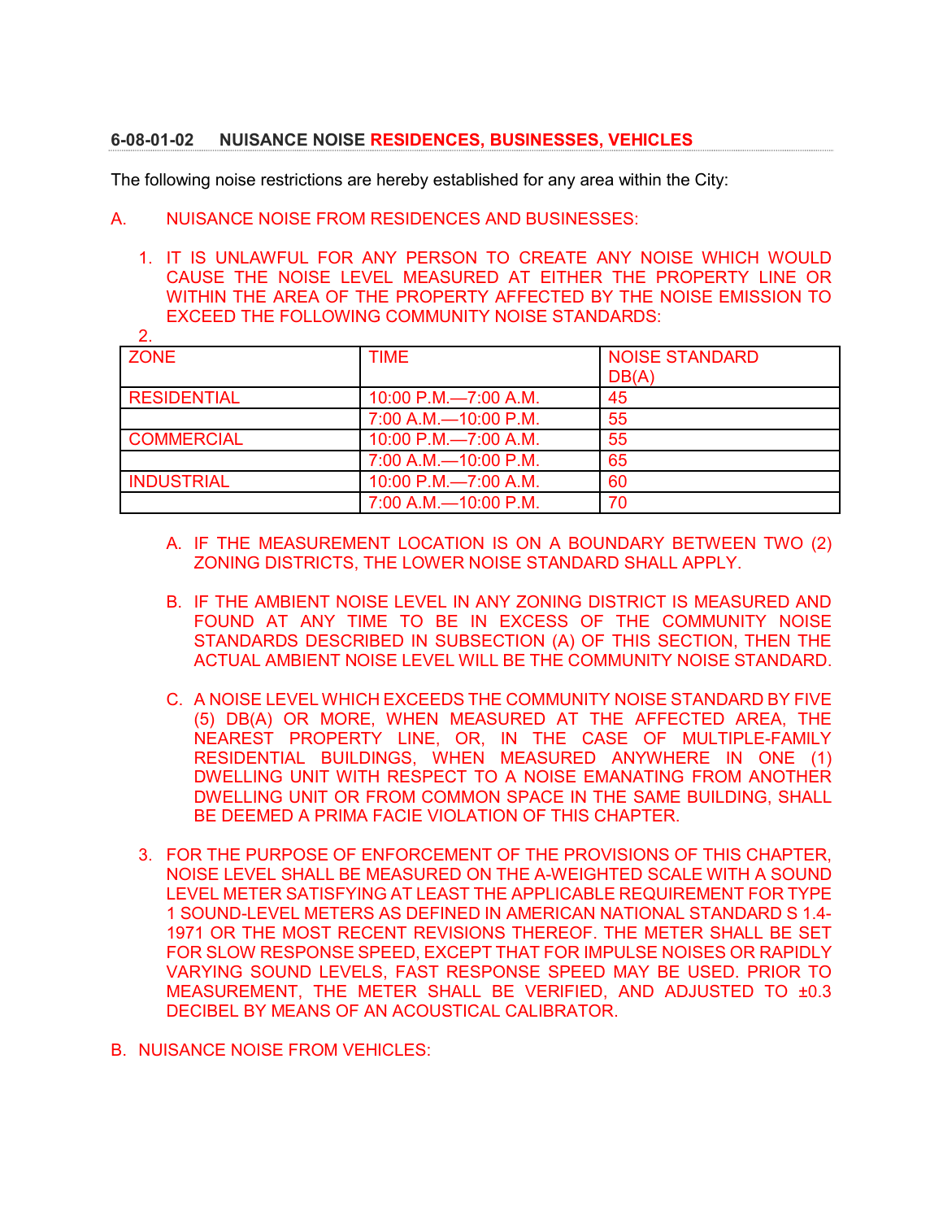### 6-08-01-02 NUISANCE NOISE RESIDENCES, BUSINESSES, VEHICLES

The following noise restrictions are hereby established for any area within the City:

A. NUISANCE NOISE FROM RESIDENCES AND BUSINESSES:

1. IT IS UNLAWFUL FOR ANY PERSON TO CREATE ANY NOISE WHICH WOULD CAUSE THE NOISE LEVEL MEASURED AT EITHER THE PROPERTY LINE OR WITHIN THE AREA OF THE PROPERTY AFFECTED BY THE NOISE EMISSION TO EXCEED THE FOLLOWING COMMUNITY NOISE STANDARDS:

2.

| ZONE | TIME | NOISE STANDARD DB(A) |
| --- | --- | --- |
| RESIDENTIAL | 10:00 P.M.—7:00 A.M. | 45 |
| | 7:00 A.M.—10:00 P.M. | 55 |
| COMMERCIAL | 10:00 P.M.—7:00 A.M. | 55 |
| | 7:00 A.M.—10:00 P.M. | 65 |
| INDUSTRIAL | 10:00 P.M.—7:00 A.M. | 60 |
| | 7:00 A.M.—10:00 P.M. | 70 |

   A. IF THE MEASUREMENT LOCATION IS ON A BOUNDARY BETWEEN TWO (2) ZONING DISTRICTS, THE LOWER NOISE STANDARD SHALL APPLY.

   B. IF THE AMBIENT NOISE LEVEL IN ANY ZONING DISTRICT IS MEASURED AND FOUND AT ANY TIME TO BE IN EXCESS OF THE COMMUNITY NOISE STANDARDS DESCRIBED IN SUBSECTION (A) OF THIS SECTION, THEN THE ACTUAL AMBIENT NOISE LEVEL WILL BE THE COMMUNITY NOISE STANDARD.

   C. A NOISE LEVEL WHICH EXCEEDS THE COMMUNITY NOISE STANDARD BY FIVE (5) DB(A) OR MORE, WHEN MEASURED AT THE AFFECTED AREA, THE NEAREST PROPERTY LINE, OR, IN THE CASE OF MULTIPLE-FAMILY RESIDENTIAL BUILDINGS, WHEN MEASURED ANYWHERE IN ONE (1) DWELLING UNIT WITH RESPECT TO A NOISE EMANATING FROM ANOTHER DWELLING UNIT OR FROM COMMON SPACE IN THE SAME BUILDING, SHALL BE DEEMED A PRIMA FACIE VIOLATION OF THIS CHAPTER.

3. FOR THE PURPOSE OF ENFORCEMENT OF THE PROVISIONS OF THIS CHAPTER, NOISE LEVEL SHALL BE MEASURED ON THE A-WEIGHTED SCALE WITH A SOUND LEVEL METER SATISFYING AT LEAST THE APPLICABLE REQUIREMENT FOR TYPE 1 SOUND-LEVEL METERS AS DEFINED IN AMERICAN NATIONAL STANDARD S 1.4-1971 OR THE MOST RECENT REVISIONS THEREOF. THE METER SHALL BE SET FOR SLOW RESPONSE SPEED, EXCEPT THAT FOR IMPULSE NOISES OR RAPIDLY VARYING SOUND LEVELS, FAST RESPONSE SPEED MAY BE USED. PRIOR TO MEASUREMENT, THE METER SHALL BE VERIFIED, AND ADJUSTED TO ±0.3 DECIBEL BY MEANS OF AN ACOUSTICAL CALIBRATOR.

B. NUISANCE NOISE FROM VEHICLES: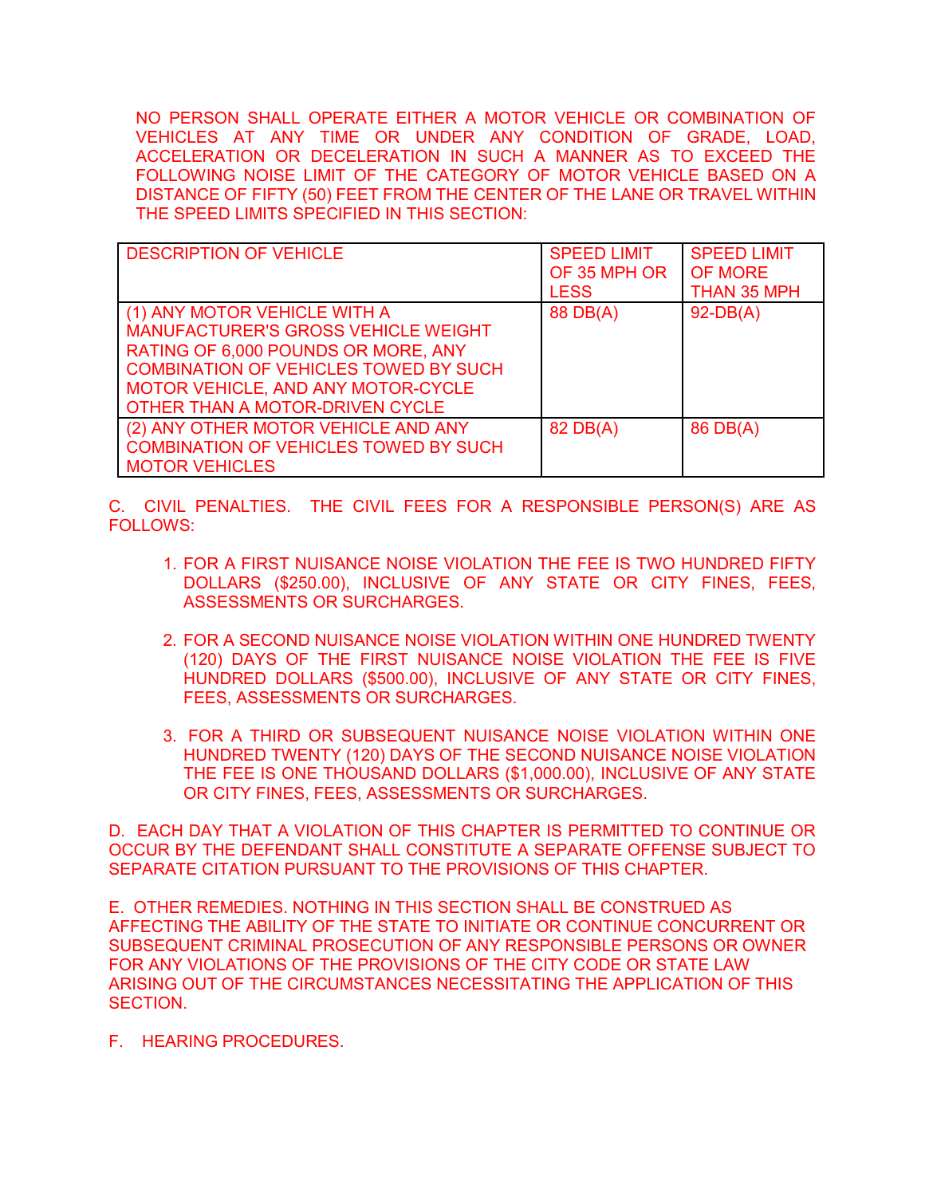NO PERSON SHALL OPERATE EITHER A MOTOR VEHICLE OR COMBINATION OF VEHICLES AT ANY TIME OR UNDER ANY CONDITION OF GRADE, LOAD, ACCELERATION OR DECELERATION IN SUCH A MANNER AS TO EXCEED THE FOLLOWING NOISE LIMIT OF THE CATEGORY OF MOTOR VEHICLE BASED ON A DISTANCE OF FIFTY (50) FEET FROM THE CENTER OF THE LANE OR TRAVEL WITHIN THE SPEED LIMITS SPECIFIED IN THIS SECTION:

| DESCRIPTION OF VEHICLE | SPEED LIMIT OF 35 MPH OR LESS | SPEED LIMIT OF MORE THAN 35 MPH |
|---|---|---|
| (1) ANY MOTOR VEHICLE WITH A MANUFACTURER'S GROSS VEHICLE WEIGHT RATING OF 6,000 POUNDS OR MORE, ANY COMBINATION OF VEHICLES TOWED BY SUCH MOTOR VEHICLE, AND ANY MOTOR-CYCLE OTHER THAN A MOTOR-DRIVEN CYCLE | 88 DB(A) | 92-DB(A) |
| (2) ANY OTHER MOTOR VEHICLE AND ANY COMBINATION OF VEHICLES TOWED BY SUCH MOTOR VEHICLES | 82 DB(A) | 86 DB(A) |

C. CIVIL PENALTIES. THE CIVIL FEES FOR A RESPONSIBLE PERSON(S) ARE AS FOLLOWS:

1. FOR A FIRST NUISANCE NOISE VIOLATION THE FEE IS TWO HUNDRED FIFTY DOLLARS ($250.00), INCLUSIVE OF ANY STATE OR CITY FINES, FEES, ASSESSMENTS OR SURCHARGES.

2. FOR A SECOND NUISANCE NOISE VIOLATION WITHIN ONE HUNDRED TWENTY (120) DAYS OF THE FIRST NUISANCE NOISE VIOLATION THE FEE IS FIVE HUNDRED DOLLARS ($500.00), INCLUSIVE OF ANY STATE OR CITY FINES, FEES, ASSESSMENTS OR SURCHARGES.

3. FOR A THIRD OR SUBSEQUENT NUISANCE NOISE VIOLATION WITHIN ONE HUNDRED TWENTY (120) DAYS OF THE SECOND NUISANCE NOISE VIOLATION THE FEE IS ONE THOUSAND DOLLARS ($1,000.00), INCLUSIVE OF ANY STATE OR CITY FINES, FEES, ASSESSMENTS OR SURCHARGES.

D. EACH DAY THAT A VIOLATION OF THIS CHAPTER IS PERMITTED TO CONTINUE OR OCCUR BY THE DEFENDANT SHALL CONSTITUTE A SEPARATE OFFENSE SUBJECT TO SEPARATE CITATION PURSUANT TO THE PROVISIONS OF THIS CHAPTER.

E. OTHER REMEDIES. NOTHING IN THIS SECTION SHALL BE CONSTRUED AS AFFECTING THE ABILITY OF THE STATE TO INITIATE OR CONTINUE CONCURRENT OR SUBSEQUENT CRIMINAL PROSECUTION OF ANY RESPONSIBLE PERSONS OR OWNER FOR ANY VIOLATIONS OF THE PROVISIONS OF THE CITY CODE OR STATE LAW ARISING OUT OF THE CIRCUMSTANCES NECESSITATING THE APPLICATION OF THIS SECTION.

F. HEARING PROCEDURES.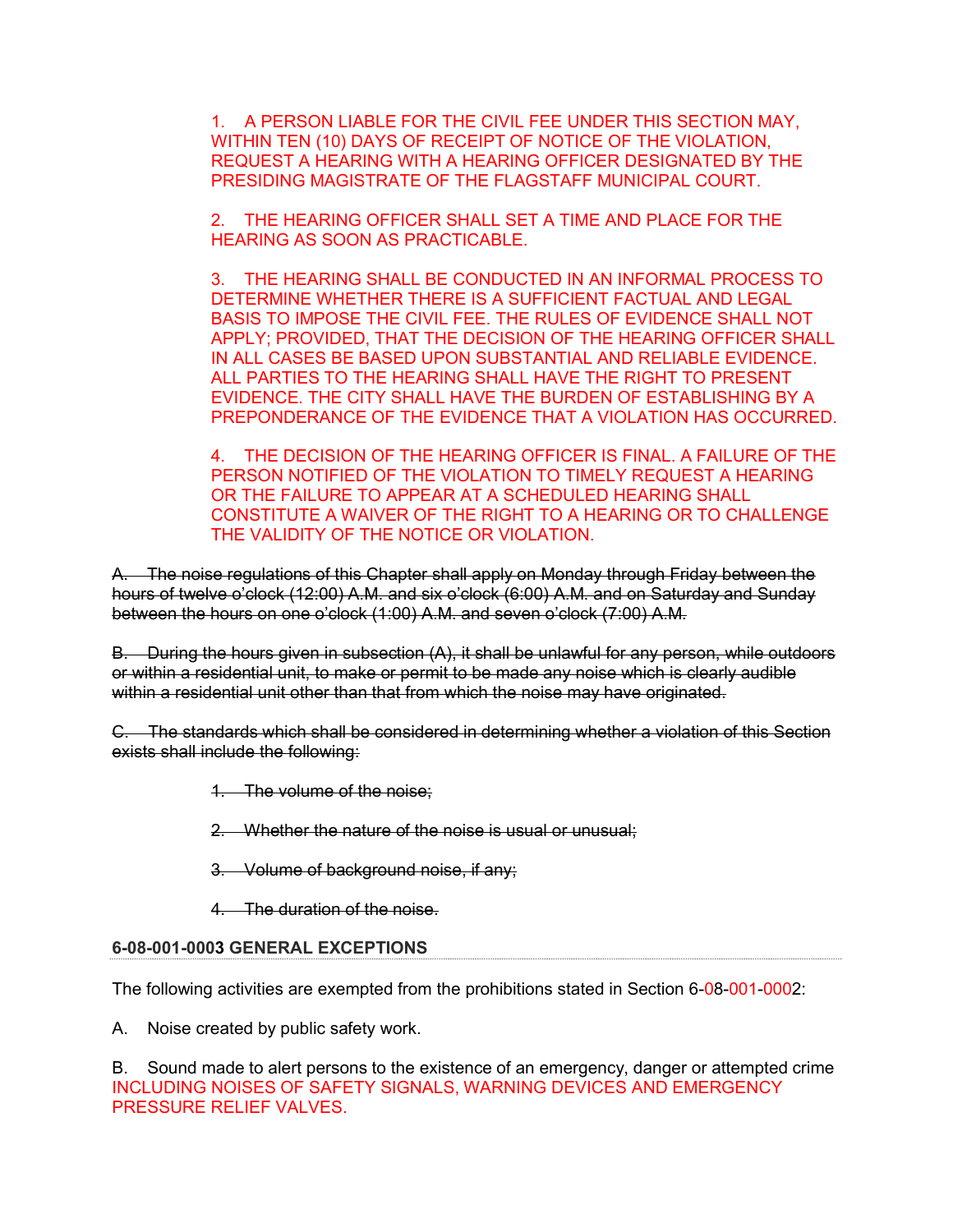1. A PERSON LIABLE FOR THE CIVIL FEE UNDER THIS SECTION MAY, WITHIN TEN (10) DAYS OF RECEIPT OF NOTICE OF THE VIOLATION, REQUEST A HEARING WITH A HEARING OFFICER DESIGNATED BY THE PRESIDING MAGISTRATE OF THE FLAGSTAFF MUNICIPAL COURT.

2. THE HEARING OFFICER SHALL SET A TIME AND PLACE FOR THE HEARING AS SOON AS PRACTICABLE.

3. THE HEARING SHALL BE CONDUCTED IN AN INFORMAL PROCESS TO DETERMINE WHETHER THERE IS A SUFFICIENT FACTUAL AND LEGAL BASIS TO IMPOSE THE CIVIL FEE. THE RULES OF EVIDENCE SHALL NOT APPLY; PROVIDED, THAT THE DECISION OF THE HEARING OFFICER SHALL IN ALL CASES BE BASED UPON SUBSTANTIAL AND RELIABLE EVIDENCE. ALL PARTIES TO THE HEARING SHALL HAVE THE RIGHT TO PRESENT EVIDENCE. THE CITY SHALL HAVE THE BURDEN OF ESTABLISHING BY A PREPONDERANCE OF THE EVIDENCE THAT A VIOLATION HAS OCCURRED.

4. THE DECISION OF THE HEARING OFFICER IS FINAL. A FAILURE OF THE PERSON NOTIFIED OF THE VIOLATION TO TIMELY REQUEST A HEARING OR THE FAILURE TO APPEAR AT A SCHEDULED HEARING SHALL CONSTITUTE A WAIVER OF THE RIGHT TO A HEARING OR TO CHALLENGE THE VALIDITY OF THE NOTICE OR VIOLATION.

~~A. The noise regulations of this Chapter shall apply on Monday through Friday between the hours of twelve o'clock (12:00) A.M. and six o'clock (6:00) A.M. and on Saturday and Sunday between the hours on one o'clock (1:00) A.M. and seven o'clock (7:00) A.M.~~

~~B. During the hours given in subsection (A), it shall be unlawful for any person, while outdoors or within a residential unit, to make or permit to be made any noise which is clearly audible within a residential unit other than that from which the noise may have originated.~~

~~C. The standards which shall be considered in determining whether a violation of this Section exists shall include the following:~~

~~1. The volume of the noise;~~

~~2. Whether the nature of the noise is usual or unusual;~~

~~3. Volume of background noise, if any;~~

~~4. The duration of the noise.~~

**6-08-001-0003 GENERAL EXCEPTIONS**

The following activities are exempted from the prohibitions stated in Section 6-08-001-0002:

A. Noise created by public safety work.

B. Sound made to alert persons to the existence of an emergency, danger or attempted crime INCLUDING NOISES OF SAFETY SIGNALS, WARNING DEVICES AND EMERGENCY PRESSURE RELIEF VALVES.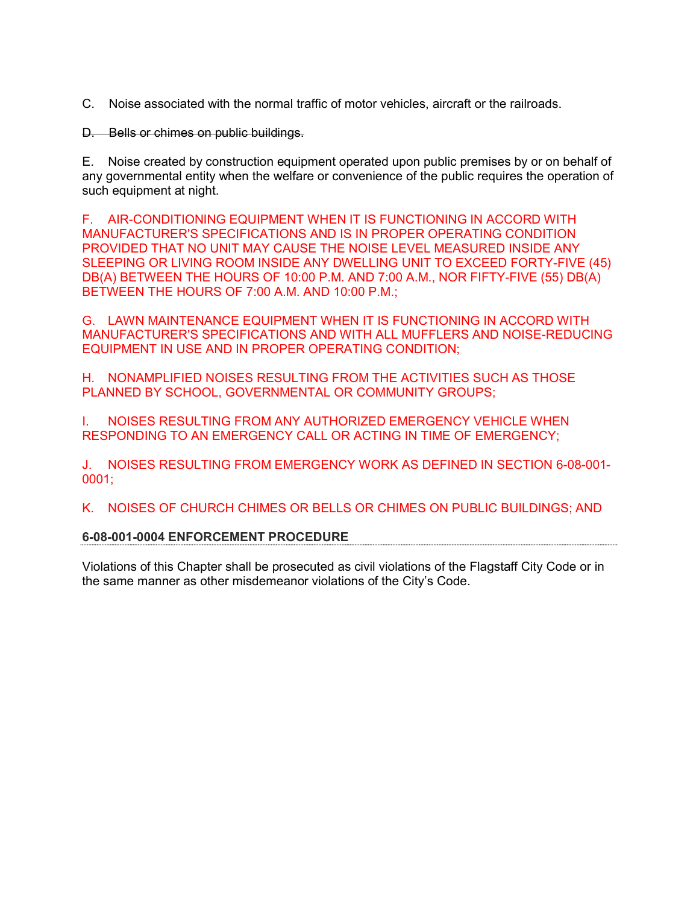C. Noise associated with the normal traffic of motor vehicles, aircraft or the railroads.

~~D. Bells or chimes on public buildings.~~

E. Noise created by construction equipment operated upon public premises by or on behalf of any governmental entity when the welfare or convenience of the public requires the operation of such equipment at night.

F. AIR-CONDITIONING EQUIPMENT WHEN IT IS FUNCTIONING IN ACCORD WITH MANUFACTURER'S SPECIFICATIONS AND IS IN PROPER OPERATING CONDITION PROVIDED THAT NO UNIT MAY CAUSE THE NOISE LEVEL MEASURED INSIDE ANY SLEEPING OR LIVING ROOM INSIDE ANY DWELLING UNIT TO EXCEED FORTY-FIVE (45) DB(A) BETWEEN THE HOURS OF 10:00 P.M. AND 7:00 A.M., NOR FIFTY-FIVE (55) DB(A) BETWEEN THE HOURS OF 7:00 A.M. AND 10:00 P.M.;

G. LAWN MAINTENANCE EQUIPMENT WHEN IT IS FUNCTIONING IN ACCORD WITH MANUFACTURER'S SPECIFICATIONS AND WITH ALL MUFFLERS AND NOISE-REDUCING EQUIPMENT IN USE AND IN PROPER OPERATING CONDITION;

H. NONAMPLIFIED NOISES RESULTING FROM THE ACTIVITIES SUCH AS THOSE PLANNED BY SCHOOL, GOVERNMENTAL OR COMMUNITY GROUPS;

I. NOISES RESULTING FROM ANY AUTHORIZED EMERGENCY VEHICLE WHEN RESPONDING TO AN EMERGENCY CALL OR ACTING IN TIME OF EMERGENCY;

J. NOISES RESULTING FROM EMERGENCY WORK AS DEFINED IN SECTION 6-08-001-0001;

K. NOISES OF CHURCH CHIMES OR BELLS OR CHIMES ON PUBLIC BUILDINGS; AND

### 6-08-001-0004 ENFORCEMENT PROCEDURE

Violations of this Chapter shall be prosecuted as civil violations of the Flagstaff City Code or in the same manner as other misdemeanor violations of the City's Code.